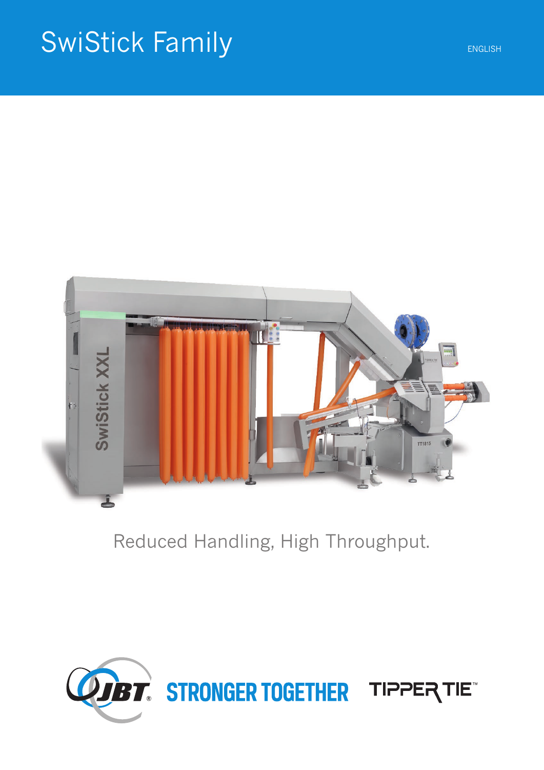# SwiStick Family

ENGLISH

Reduced Handling, High Throughput.

JBT STRONGER TOGETHER TIPPER TIE™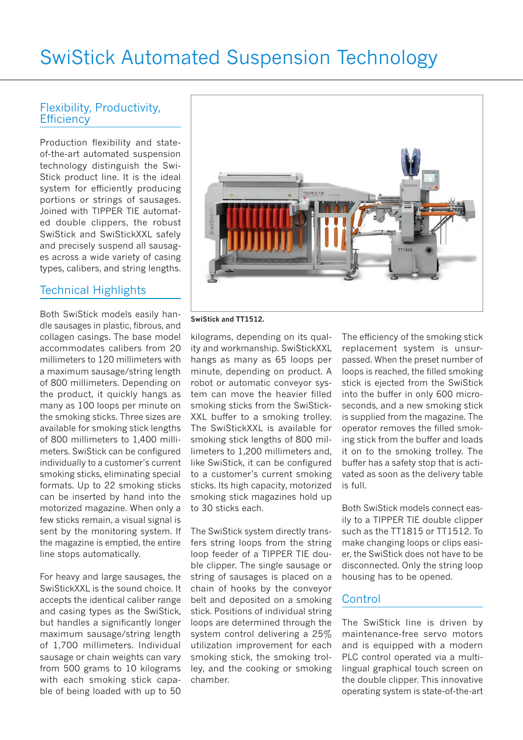# SwiStick Automated Suspension Technology

## Flexibility, Productivity, Efficiency

Production flexibility and state-of-the-art automated suspension technology distinguish the SwiStick product line. It is the ideal system for efficiently producing portions or strings of sausages. Joined with TIPPER TIE automated double clippers, the robust SwiStick and SwiStickXXL safely and precisely suspend all sausages across a wide variety of casing types, calibers, and string lengths.

## Technical Highlights

Both SwiStick models easily handle sausages in plastic, fibrous, and collagen casings. The base model accommodates calibers from 20 millimeters to 120 millimeters with a maximum sausage/string length of 800 millimeters. Depending on the product, it quickly hangs as many as 100 loops per minute on the smoking sticks. Three sizes are available for smoking stick lengths of 800 millimeters to 1,400 millimeters. SwiStick can be configured individually to a customer's current smoking sticks, eliminating special formats. Up to 22 smoking sticks can be inserted by hand into the motorized magazine. When only a few sticks remain, a visual signal is sent by the monitoring system. If the magazine is emptied, the entire line stops automatically.

For heavy and large sausages, the SwiStickXXL is the sound choice. It accepts the identical caliber range and casing types as the SwiStick, but handles a significantly longer maximum sausage/string length of 1,700 millimeters. Individual sausage or chain weights can vary from 500 grams to 10 kilograms with each smoking stick capable of being loaded with up to 50 kilograms, depending on its quality and workmanship. SwiStickXXL hangs as many as 65 loops per minute, depending on product. A robot or automatic conveyor system can move the heavier filled smoking sticks from the SwiStickXXL buffer to a smoking trolley. The SwiStickXXL is available for smoking stick lengths of 800 millimeters to 1,200 millimeters and, like SwiStick, it can be configured to a customer's current smoking sticks. Its high capacity, motorized smoking stick magazines hold up to 30 sticks each.

SwiStick and TT1512.

The SwiStick system directly transfers string loops from the string loop feeder of a TIPPER TIE double clipper. The single sausage or string of sausages is placed on a chain of hooks by the conveyor belt and deposited on a smoking stick. Positions of individual string loops are determined through the system control delivering a 25% utilization improvement for each smoking stick, the smoking trolley, and the cooking or smoking chamber.

The efficiency of the smoking stick replacement system is unsurpassed. When the preset number of loops is reached, the filled smoking stick is ejected from the SwiStick into the buffer in only 600 microseconds, and a new smoking stick is supplied from the magazine. The operator removes the filled smoking stick from the buffer and loads it on to the smoking trolley. The buffer has a safety stop that is activated as soon as the delivery table is full.

Both SwiStick models connect easily to a TIPPER TIE double clipper such as the TT1815 or TT1512. To make changing loops or clips easier, the SwiStick does not have to be disconnected. Only the string loop housing has to be opened.

## Control

The SwiStick line is driven by maintenance-free servo motors and is equipped with a modern PLC control operated via a multilingual graphical touch screen on the double clipper. This innovative operating system is state-of-the-art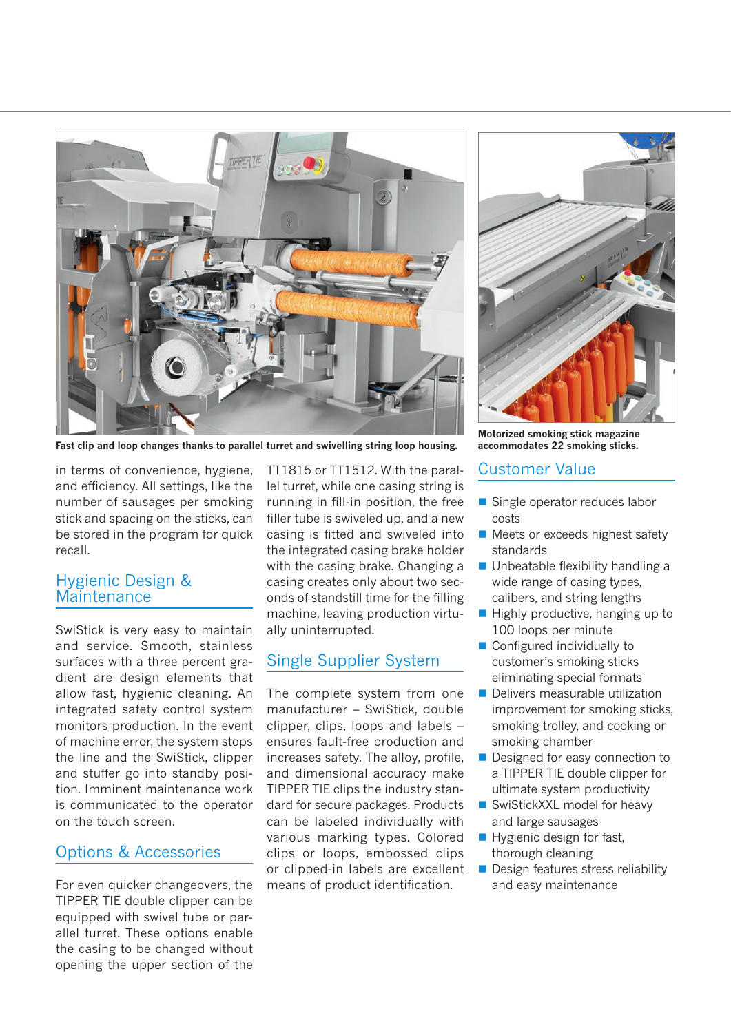Fast clip and loop changes thanks to parallel turret and swivelling string loop housing.

Motorized smoking stick magazine accommodates 22 smoking sticks.

in terms of convenience, hygiene, and efficiency. All settings, like the number of sausages per smoking stick and spacing on the sticks, can be stored in the program for quick recall.

## Hygienic Design & Maintenance

SwiStick is very easy to maintain and service. Smooth, stainless surfaces with a three percent gradient are design elements that allow fast, hygienic cleaning. An integrated safety control system monitors production. In the event of machine error, the system stops the line and the SwiStick, clipper and stuffer go into standby position. Imminent maintenance work is communicated to the operator on the touch screen.

## Options & Accessories

For even quicker changeovers, the TIPPER TIE double clipper can be equipped with swivel tube or parallel turret. These options enable the casing to be changed without opening the upper section of the TT1815 or TT1512. With the parallel turret, while one casing string is running in fill-in position, the free filler tube is swiveled up, and a new casing is fitted and swiveled into the integrated casing brake holder with the casing brake. Changing a casing creates only about two seconds of standstill time for the filling machine, leaving production virtually uninterrupted.

## Single Supplier System

The complete system from one manufacturer – SwiStick, double clipper, clips, loops and labels – ensures fault-free production and increases safety. The alloy, profile, and dimensional accuracy make TIPPER TIE clips the industry standard for secure packages. Products can be labeled individually with various marking types. Colored clips or loops, embossed clips or clipped-in labels are excellent means of product identification.

## Customer Value

- Single operator reduces labor costs
- Meets or exceeds highest safety standards
- Unbeatable flexibility handling a wide range of casing types, calibers, and string lengths
- Highly productive, hanging up to 100 loops per minute
- Configured individually to customer's smoking sticks eliminating special formats
- Delivers measurable utilization improvement for smoking sticks, smoking trolley, and cooking or smoking chamber
- Designed for easy connection to a TIPPER TIE double clipper for ultimate system productivity
- SwiStickXXL model for heavy and large sausages
- Hygienic design for fast, thorough cleaning
- Design features stress reliability and easy maintenance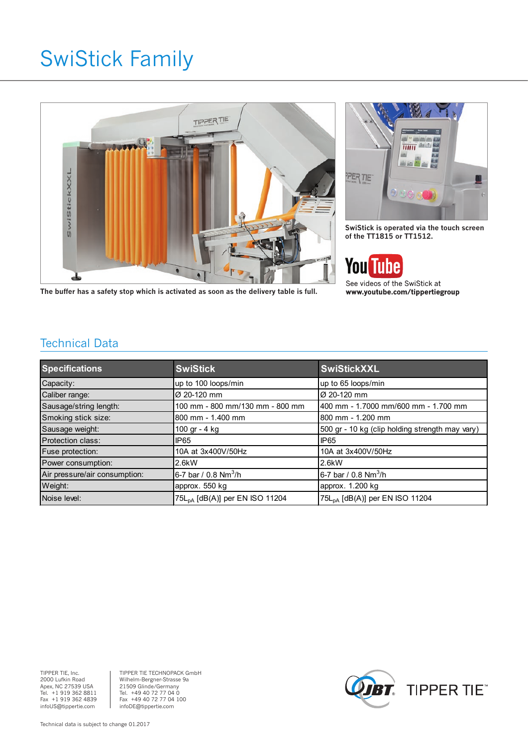# SwiStick Family

The buffer has a safety stop which is activated as soon as the delivery table is full.

SwiStick is operated via the touch screen of the TT1815 or TT1512.

See videos of the SwiStick at **www.youtube.com/tippertiegroup**

## Technical Data

| Specifications | SwiStick | SwiStickXXL |
|---|---|---|
| Capacity: | up to 100 loops/min | up to 65 loops/min |
| Caliber range: | Ø 20-120 mm | Ø 20-120 mm |
| Sausage/string length: | 100 mm - 800 mm/130 mm - 800 mm | 400 mm - 1.7000 mm/600 mm - 1.700 mm |
| Smoking stick size: | 800 mm - 1.400 mm | 800 mm - 1.200 mm |
| Sausage weight: | 100 gr - 4 kg | 500 gr - 10 kg (clip holding strength may vary) |
| Protection class: | IP65 | IP65 |
| Fuse protection: | 10A at 3x400V/50Hz | 10A at 3x400V/50Hz |
| Power consumption: | 2.6kW | 2.6kW |
| Air pressure/air consumption: | 6-7 bar / 0.8 $Nm^3$/h | 6-7 bar / 0.8 $Nm^3$/h |
| Weight: | approx. 550 kg | approx. 1.200 kg |
| Noise level: | 75$L_{pA}$ [dB(A)] per EN ISO 11204 | 75$L_{pA}$ [dB(A)] per EN ISO 11204 |

TIPPER TIE, Inc.
2000 Lufkin Road
Apex, NC 27539 USA
Tel. +1 919 362 8811
Fax +1 919 362 4839
infoUS@tippertie.com

TIPPER TIE TECHNOPACK GmbH
Wilhelm-Bergner-Strasse 9a
21509 Glinde/Germany
Tel. +49 40 72 77 04 0
Fax +49 40 72 77 04 100
infoDE@tippertie.com

JBT TIPPER TIE™

Technical data is subject to change 01.2017